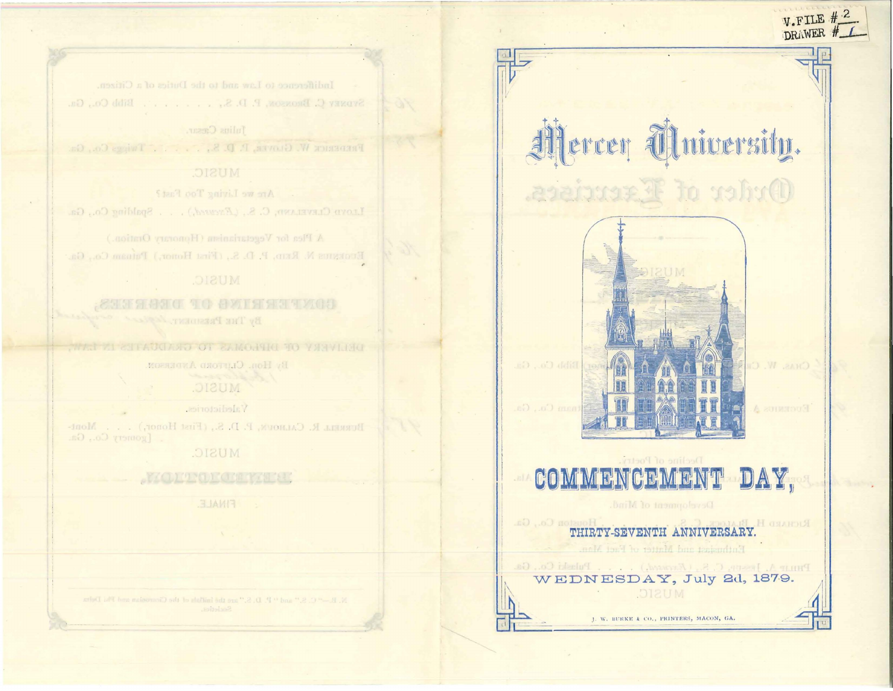V. FILE # 2
DRAWER # 1

# Mercer University.

## Order of Exercises.

# COMMENCEMENT DAY,

### THIRTY-SEVENTH ANNIVERSARY.

**WEDNESDAY, July 2d, 1879.**

J. W. BURKE & CO., PRINTERS, MACON, GA.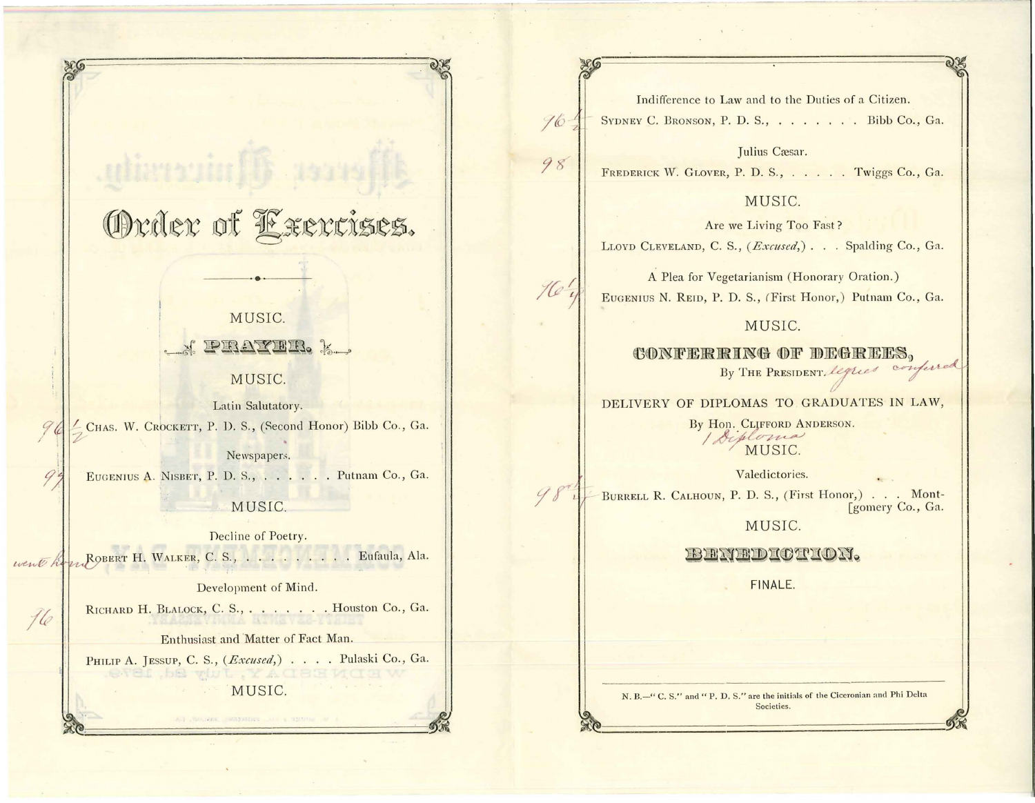# Order of Exercises.

MUSIC.

**PRAYER.**

MUSIC.

Latin Salutatory.

96½ CHAS. W. CROCKETT, P. D. S., (Second Honor) Bibb Co., Ga.

Newspapers.

97 EUGENIUS A. NISBET, P. D. S., . . . . . . Putnam Co., Ga.

MUSIC.

Decline of Poetry.

went home ROBERT H. WALKER, C. S., . . . . . . . . Eufaula, Ala.

Development of Mind.

76 RICHARD H. BLALOCK, C. S., . . . . . . . Houston Co., Ga.

Enthusiast and Matter of Fact Man.

PHILIP A. JESSUP, C. S., (*Excused*,) . . . . Pulaski Co., Ga.

MUSIC.

Indifference to Law and to the Duties of a Citizen.

96½ SYDNEY C. BRONSON, P. D. S., . . . . . . . Bibb Co., Ga.

Julius Cæsar.

98 FREDERICK W. GLOVER, P. D. S., . . . . . Twiggs Co., Ga.

MUSIC.

Are we Living Too Fast?

LLOYD CLEVELAND, C. S., (*Excused*,) . . . Spalding Co., Ga.

A Plea for Vegetarianism (Honorary Oration.)

76¼ EUGENIUS N. REID, P. D. S., (First Honor,) Putnam Co., Ga.

MUSIC.

**CONFERRING OF DEGREES,**

By THE PRESIDENT. degrees conferred

DELIVERY OF DIPLOMAS TO GRADUATES IN LAW,

By Hon. CLIFFORD ANDERSON.

1 Diploma

MUSIC.

Valedictories.

98¾ BURRELL R. CALHOUN, P. D. S., (First Honor,) . . . Montgomery Co., Ga.

MUSIC.

**BENEDICTION.**

FINALE.

N. B.—"C. S." and "P. D. S." are the initials of the Ciceronian and Phi Delta Societies.